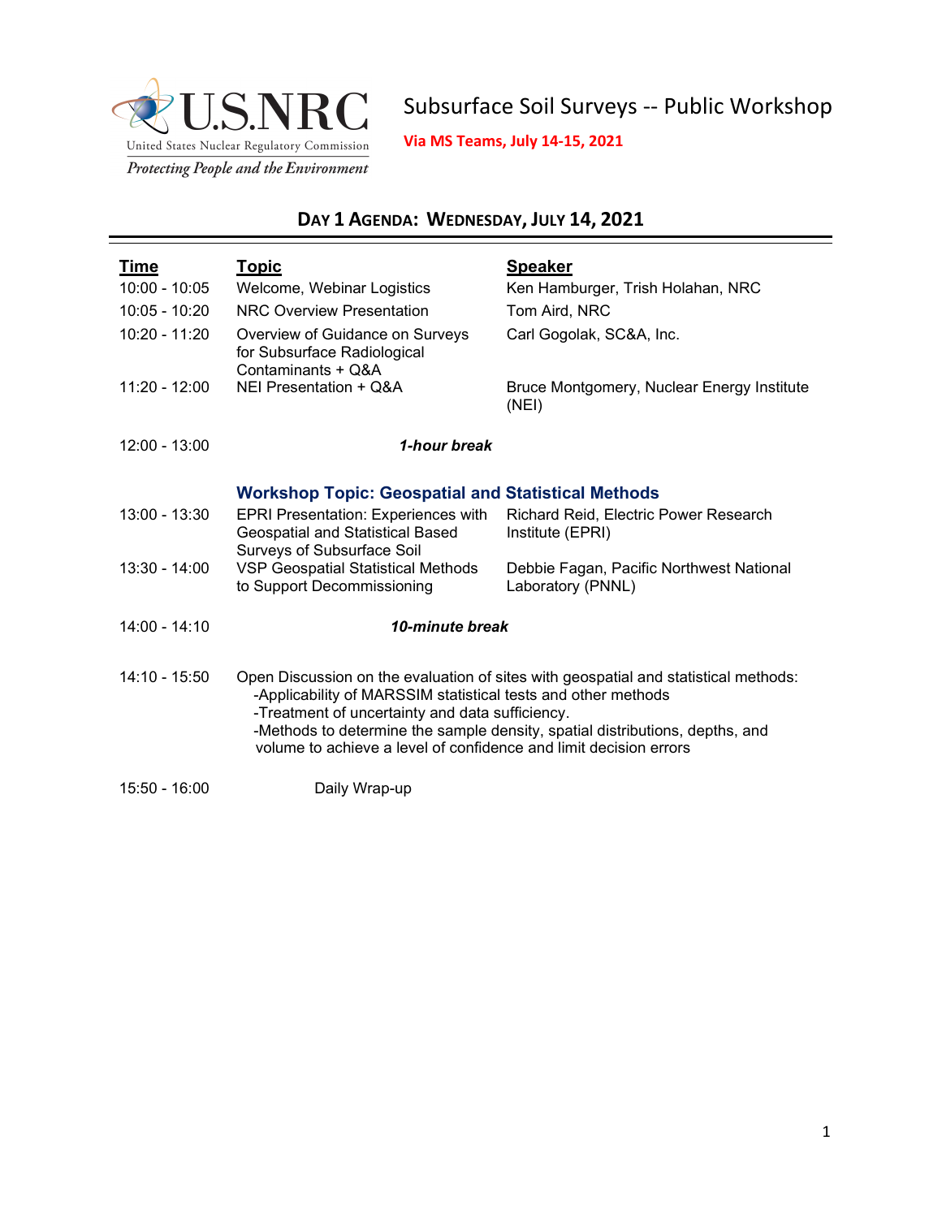U.S.NRC
United States Nuclear Regulatory Commission
*Protecting People and the Environment*

# Subsurface Soil Surveys -- Public Workshop

**Via MS Teams, July 14-15, 2021**

## DAY 1 AGENDA: WEDNESDAY, JULY 14, 2021

| Time | Topic | Speaker |
|---|---|---|
| 10:00 - 10:05 | Welcome, Webinar Logistics | Ken Hamburger, Trish Holahan, NRC |
| 10:05 - 10:20 | NRC Overview Presentation | Tom Aird, NRC |
| 10:20 - 11:20 | Overview of Guidance on Surveys for Subsurface Radiological Contaminants + Q&A | Carl Gogolak, SC&A, Inc. |
| 11:20 - 12:00 | NEI Presentation + Q&A | Bruce Montgomery, Nuclear Energy Institute (NEI) |
| 12:00 - 13:00 | ***1-hour break*** | |
| | **Workshop Topic: Geospatial and Statistical Methods** | |
| 13:00 - 13:30 | EPRI Presentation: Experiences with Geospatial and Statistical Based Surveys of Subsurface Soil | Richard Reid, Electric Power Research Institute (EPRI) |
| 13:30 - 14:00 | VSP Geospatial Statistical Methods to Support Decommissioning | Debbie Fagan, Pacific Northwest National Laboratory (PNNL) |
| 14:00 - 14:10 | ***10-minute break*** | |
| 14:10 - 15:50 | Open Discussion on the evaluation of sites with geospatial and statistical methods:<br>-Applicability of MARSSIM statistical tests and other methods<br>-Treatment of uncertainty and data sufficiency.<br>-Methods to determine the sample density, spatial distributions, depths, and volume to achieve a level of confidence and limit decision errors | |
| 15:50 - 16:00 | Daily Wrap-up | |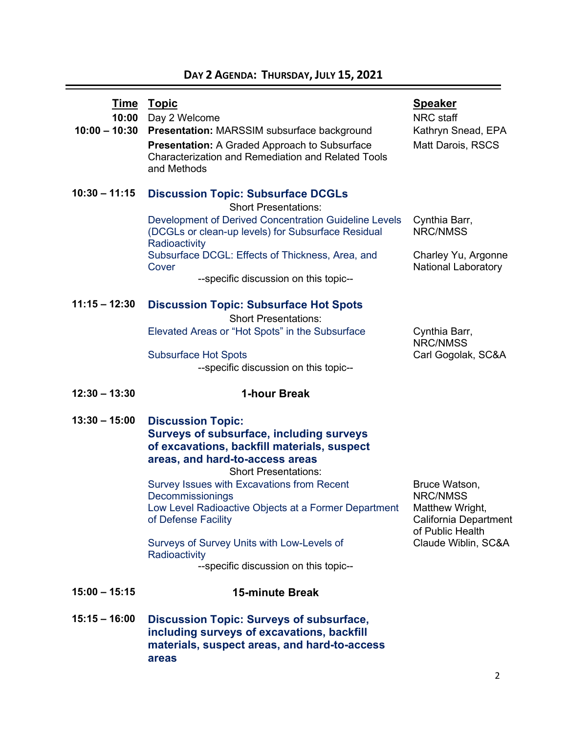## Day 2 Agenda: Thursday, July 15, 2021

| Time | Topic | Speaker |
|---|---|---|
| 10:00 | Day 2 Welcome | NRC staff |
| 10:00 – 10:30 | **Presentation:** MARSSIM subsurface background | Kathryn Snead, EPA |
| | **Presentation:** A Graded Approach to Subsurface Characterization and Remediation and Related Tools and Methods | Matt Darois, RSCS |
| 10:30 – 11:15 | **Discussion Topic: Subsurface DCGLs** | |
| | Short Presentations: | |
| | Development of Derived Concentration Guideline Levels (DCGLs or clean-up levels) for Subsurface Residual Radioactivity | Cynthia Barr, NRC/NMSS |
| | Subsurface DCGL: Effects of Thickness, Area, and Cover | Charley Yu, Argonne National Laboratory |
| | --specific discussion on this topic-- | |
| 11:15 – 12:30 | **Discussion Topic: Subsurface Hot Spots** | |
| | Short Presentations: | |
| | Elevated Areas or "Hot Spots" in the Subsurface | Cynthia Barr, NRC/NMSS |
| | Subsurface Hot Spots | Carl Gogolak, SC&A |
| | --specific discussion on this topic-- | |
| 12:30 – 13:30 | **1-hour Break** | |
| 13:30 – 15:00 | **Discussion Topic: Surveys of subsurface, including surveys of excavations, backfill materials, suspect areas, and hard-to-access areas** | |
| | Short Presentations: | |
| | Survey Issues with Excavations from Recent Decommissionings | Bruce Watson, NRC/NMSS |
| | Low Level Radioactive Objects at a Former Department of Defense Facility | Matthew Wright, California Department of Public Health |
| | Surveys of Survey Units with Low-Levels of Radioactivity | Claude Wiblin, SC&A |
| | --specific discussion on this topic-- | |
| 15:00 – 15:15 | **15-minute Break** | |
| 15:15 – 16:00 | **Discussion Topic: Surveys of subsurface, including surveys of excavations, backfill materials, suspect areas, and hard-to-access areas** | |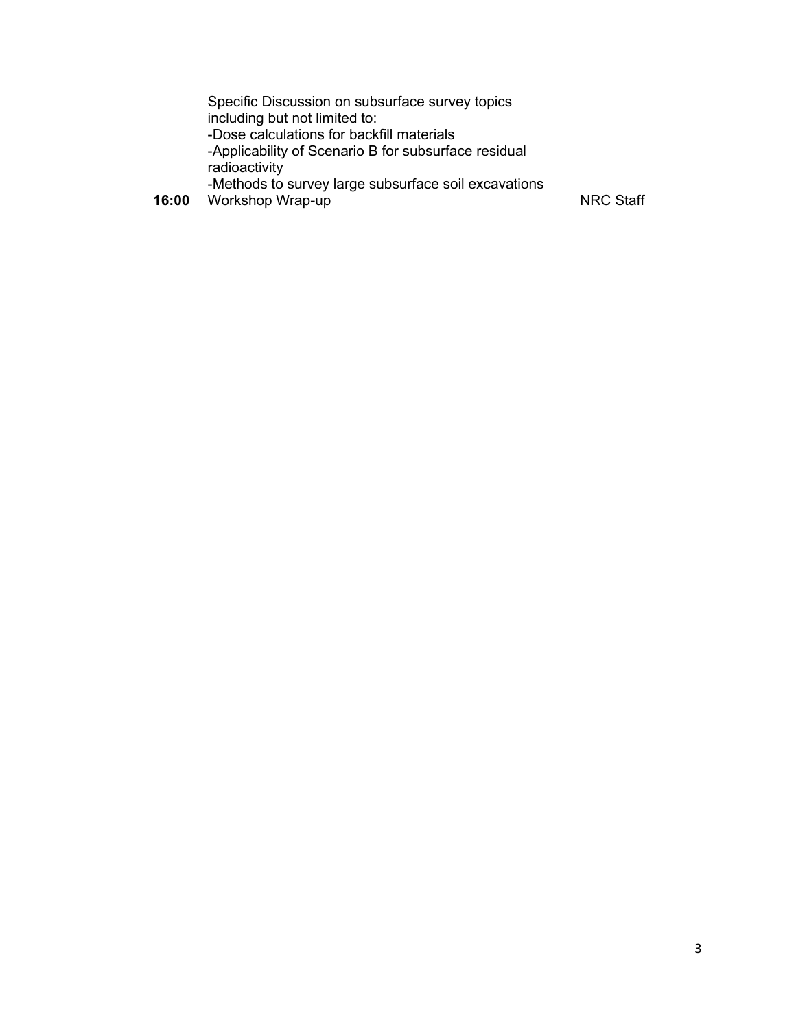| | | |
|---|---|---|
| | Specific Discussion on subsurface survey topics including but not limited to:<br>-Dose calculations for backfill materials<br>-Applicability of Scenario B for subsurface residual radioactivity<br>-Methods to survey large subsurface soil excavations | |
| **16:00** | Workshop Wrap-up | NRC Staff |